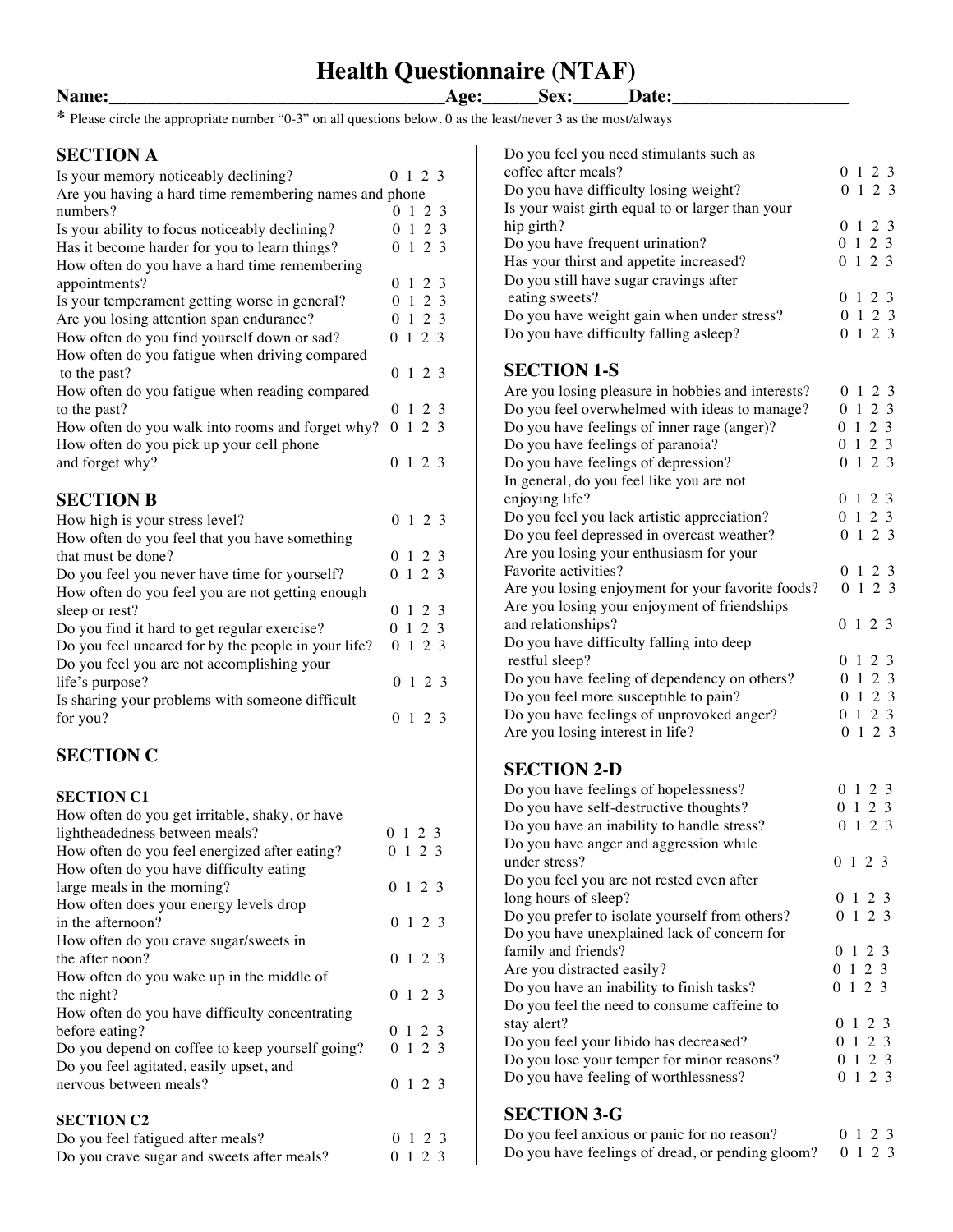# Health Questionnaire (NTAF)

**Name:_____________________________________Age:______Sex:______Date:____________________**

* Please circle the appropriate number "0-3" on all questions below. 0 as the least/never 3 as the most/always

## SECTION A

| Question | Rating |
|---|---|
| Is your memory noticeably declining? | 0 1 2 3 |
| Are you having a hard time remembering names and phone numbers? | 0 1 2 3 |
| Is your ability to focus noticeably declining? | 0 1 2 3 |
| Has it become harder for you to learn things? | 0 1 2 3 |
| How often do you have a hard time remembering appointments? | 0 1 2 3 |
| Is your temperament getting worse in general? | 0 1 2 3 |
| Are you losing attention span endurance? | 0 1 2 3 |
| How often do you find yourself down or sad? | 0 1 2 3 |
| How often do you fatigue when driving compared to the past? | 0 1 2 3 |
| How often do you fatigue when reading compared to the past? | 0 1 2 3 |
| How often do you walk into rooms and forget why? | 0 1 2 3 |
| How often do you pick up your cell phone and forget why? | 0 1 2 3 |

## SECTION B

| Question | Rating |
|---|---|
| How high is your stress level? | 0 1 2 3 |
| How often do you feel that you have something that must be done? | 0 1 2 3 |
| Do you feel you never have time for yourself? | 0 1 2 3 |
| How often do you feel you are not getting enough sleep or rest? | 0 1 2 3 |
| Do you find it hard to get regular exercise? | 0 1 2 3 |
| Do you feel uncared for by the people in your life? | 0 1 2 3 |
| Do you feel you are not accomplishing your life's purpose? | 0 1 2 3 |
| Is sharing your problems with someone difficult for you? | 0 1 2 3 |

## SECTION C

### SECTION C1

| Question | Rating |
|---|---|
| How often do you get irritable, shaky, or have lightheadedness between meals? | 0 1 2 3 |
| How often do you feel energized after eating? | 0 1 2 3 |
| How often do you have difficulty eating large meals in the morning? | 0 1 2 3 |
| How often does your energy levels drop in the afternoon? | 0 1 2 3 |
| How often do you crave sugar/sweets in the after noon? | 0 1 2 3 |
| How often do you wake up in the middle of the night? | 0 1 2 3 |
| How often do you have difficulty concentrating before eating? | 0 1 2 3 |
| Do you depend on coffee to keep yourself going? | 0 1 2 3 |
| Do you feel agitated, easily upset, and nervous between meals? | 0 1 2 3 |

### SECTION C2

| Question | Rating |
|---|---|
| Do you feel fatigued after meals? | 0 1 2 3 |
| Do you crave sugar and sweets after meals? | 0 1 2 3 |
| Do you feel you need stimulants such as coffee after meals? | 0 1 2 3 |
| Do you have difficulty losing weight? | 0 1 2 3 |
| Is your waist girth equal to or larger than your hip girth? | 0 1 2 3 |
| Do you have frequent urination? | 0 1 2 3 |
| Has your thirst and appetite increased? | 0 1 2 3 |
| Do you still have sugar cravings after eating sweets? | 0 1 2 3 |
| Do you have weight gain when under stress? | 0 1 2 3 |
| Do you have difficulty falling asleep? | 0 1 2 3 |

## SECTION 1-S

| Question | Rating |
|---|---|
| Are you losing pleasure in hobbies and interests? | 0 1 2 3 |
| Do you feel overwhelmed with ideas to manage? | 0 1 2 3 |
| Do you have feelings of inner rage (anger)? | 0 1 2 3 |
| Do you have feelings of paranoia? | 0 1 2 3 |
| Do you have feelings of depression? | 0 1 2 3 |
| In general, do you feel like you are not enjoying life? | 0 1 2 3 |
| Do you feel you lack artistic appreciation? | 0 1 2 3 |
| Do you feel depressed in overcast weather? | 0 1 2 3 |
| Are you losing your enthusiasm for your Favorite activities? | 0 1 2 3 |
| Are you losing enjoyment for your favorite foods? | 0 1 2 3 |
| Are you losing your enjoyment of friendships and relationships? | 0 1 2 3 |
| Do you have difficulty falling into deep restful sleep? | 0 1 2 3 |
| Do you have feeling of dependency on others? | 0 1 2 3 |
| Do you feel more susceptible to pain? | 0 1 2 3 |
| Do you have feelings of unprovoked anger? | 0 1 2 3 |
| Are you losing interest in life? | 0 1 2 3 |

## SECTION 2-D

| Question | Rating |
|---|---|
| Do you have feelings of hopelessness? | 0 1 2 3 |
| Do you have self-destructive thoughts? | 0 1 2 3 |
| Do you have an inability to handle stress? | 0 1 2 3 |
| Do you have anger and aggression while under stress? | 0 1 2 3 |
| Do you feel you are not rested even after long hours of sleep? | 0 1 2 3 |
| Do you prefer to isolate yourself from others? | 0 1 2 3 |
| Do you have unexplained lack of concern for family and friends? | 0 1 2 3 |
| Are you distracted easily? | 0 1 2 3 |
| Do you have an inability to finish tasks? | 0 1 2 3 |
| Do you feel the need to consume caffeine to stay alert? | 0 1 2 3 |
| Do you feel your libido has decreased? | 0 1 2 3 |
| Do you lose your temper for minor reasons? | 0 1 2 3 |
| Do you have feeling of worthlessness? | 0 1 2 3 |

## SECTION 3-G

| Question | Rating |
|---|---|
| Do you feel anxious or panic for no reason? | 0 1 2 3 |
| Do you have feelings of dread, or pending gloom? | 0 1 2 3 |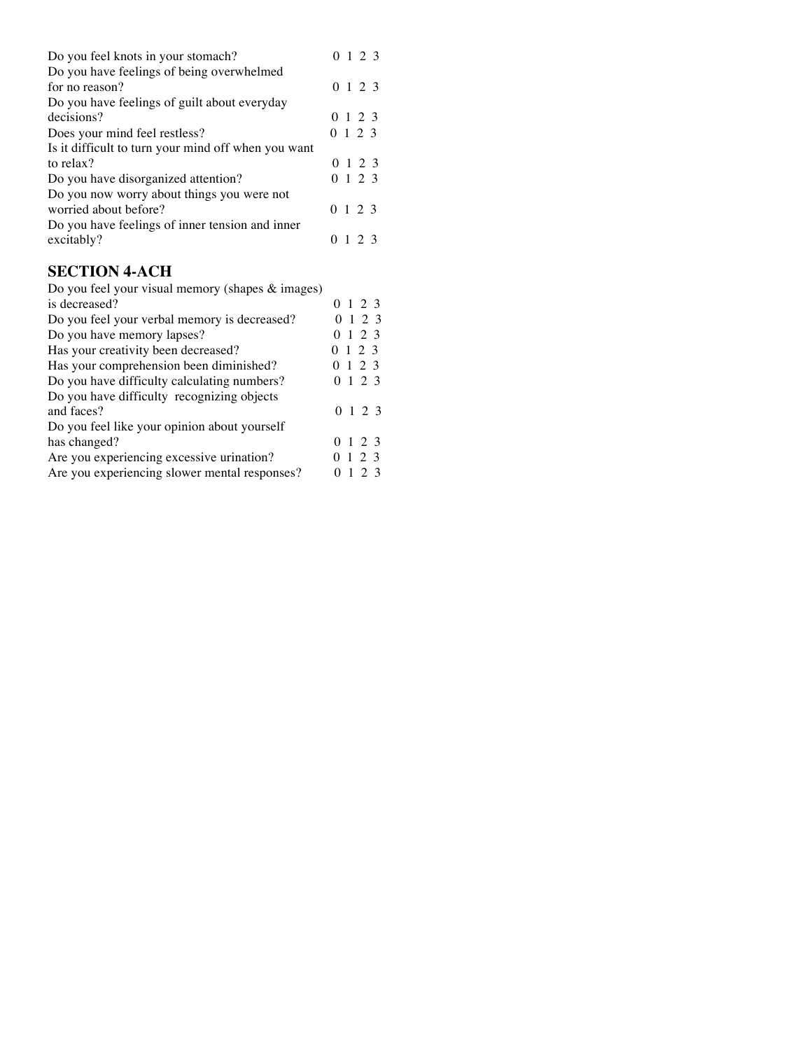| | |
|---|---|
| Do you feel knots in your stomach? | 0 1 2 3 |
| Do you have feelings of being overwhelmed for no reason? | 0 1 2 3 |
| Do you have feelings of guilt about everyday decisions? | 0 1 2 3 |
| Does your mind feel restless? | 0 1 2 3 |
| Is it difficult to turn your mind off when you want to relax? | 0 1 2 3 |
| Do you have disorganized attention? | 0 1 2 3 |
| Do you now worry about things you were not worried about before? | 0 1 2 3 |
| Do you have feelings of inner tension and inner excitably? | 0 1 2 3 |

## SECTION 4-ACH

| | |
|---|---|
| Do you feel your visual memory (shapes & images) is decreased? | 0 1 2 3 |
| Do you feel your verbal memory is decreased? | 0 1 2 3 |
| Do you have memory lapses? | 0 1 2 3 |
| Has your creativity been decreased? | 0 1 2 3 |
| Has your comprehension been diminished? | 0 1 2 3 |
| Do you have difficulty calculating numbers? | 0 1 2 3 |
| Do you have difficulty recognizing objects and faces? | 0 1 2 3 |
| Do you feel like your opinion about yourself has changed? | 0 1 2 3 |
| Are you experiencing excessive urination? | 0 1 2 3 |
| Are you experiencing slower mental responses? | 0 1 2 3 |